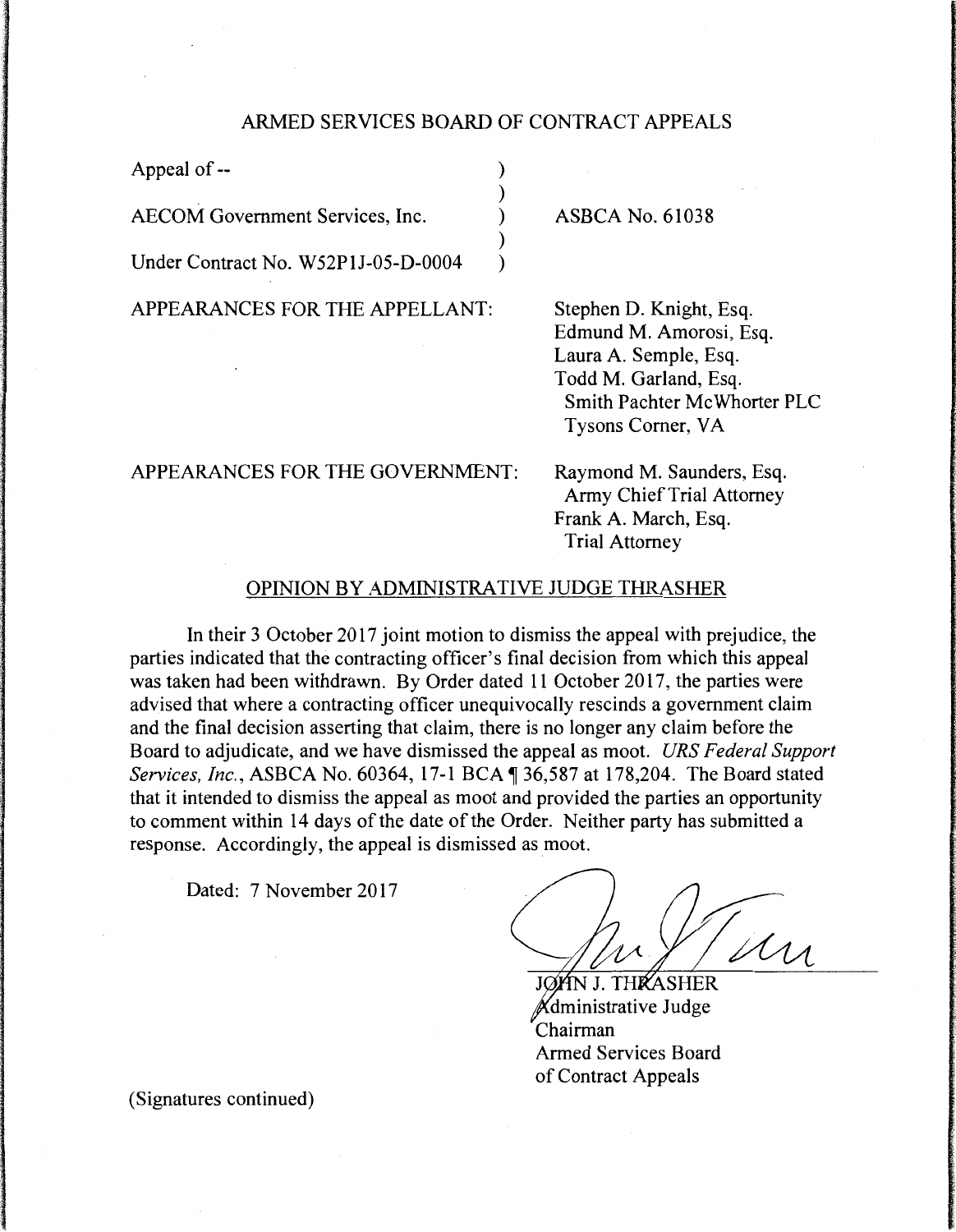ARMED SERVICES BOARD OF CONTRACT APPEALS

| | |
|---|---|
| Appeal of -- | |
| AECOM Government Services, Inc. | ASBCA No. 61038 |
| Under Contract No. W52P1J-05-D-0004 | |

APPEARANCES FOR THE APPELLANT:

Stephen D. Knight, Esq.
Edmund M. Amorosi, Esq.
Laura A. Semple, Esq.
Todd M. Garland, Esq.
Smith Pachter McWhorter PLC
Tysons Corner, VA

APPEARANCES FOR THE GOVERNMENT:

Raymond M. Saunders, Esq.
Army Chief Trial Attorney
Frank A. March, Esq.
Trial Attorney

OPINION BY ADMINISTRATIVE JUDGE THRASHER

In their 3 October 2017 joint motion to dismiss the appeal with prejudice, the parties indicated that the contracting officer's final decision from which this appeal was taken had been withdrawn. By Order dated 11 October 2017, the parties were advised that where a contracting officer unequivocally rescinds a government claim and the final decision asserting that claim, there is no longer any claim before the Board to adjudicate, and we have dismissed the appeal as moot. *URS Federal Support Services, Inc.*, ASBCA No. 60364, 17-1 BCA ¶ 36,587 at 178,204. The Board stated that it intended to dismiss the appeal as moot and provided the parties an opportunity to comment within 14 days of the date of the Order. Neither party has submitted a response. Accordingly, the appeal is dismissed as moot.

Dated: 7 November 2017

JOHN J. THRASHER
Administrative Judge
Chairman
Armed Services Board
of Contract Appeals

(Signatures continued)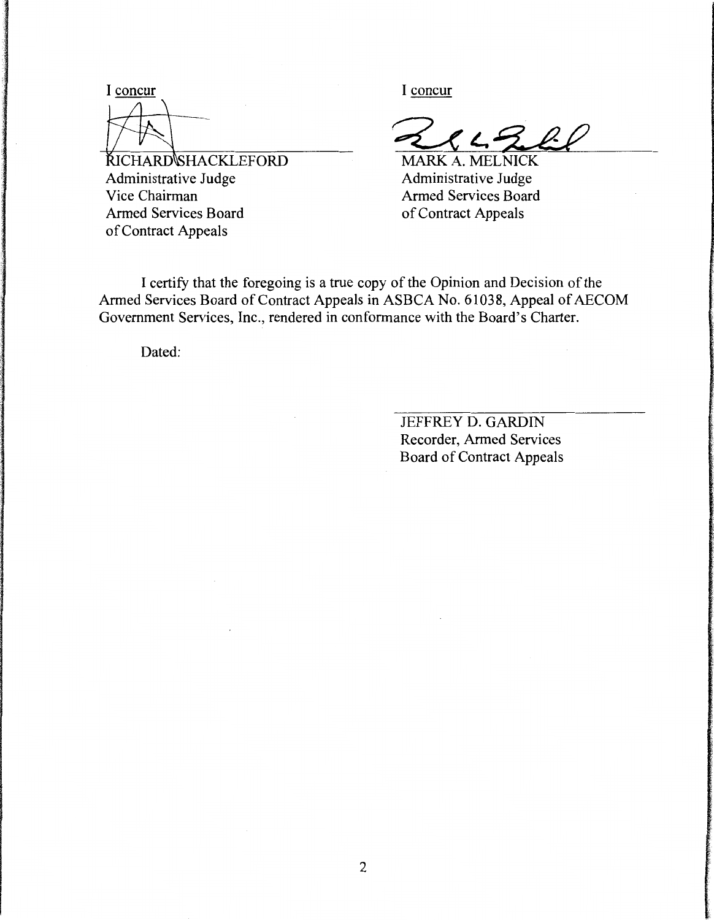I concur

RICHARD SHACKLEFORD
Administrative Judge
Vice Chairman
Armed Services Board
of Contract Appeals

I concur

MARK A. MELNICK
Administrative Judge
Armed Services Board
of Contract Appeals

I certify that the foregoing is a true copy of the Opinion and Decision of the Armed Services Board of Contract Appeals in ASBCA No. 61038, Appeal of AECOM Government Services, Inc., rendered in conformance with the Board's Charter.

Dated:

JEFFREY D. GARDIN
Recorder, Armed Services
Board of Contract Appeals